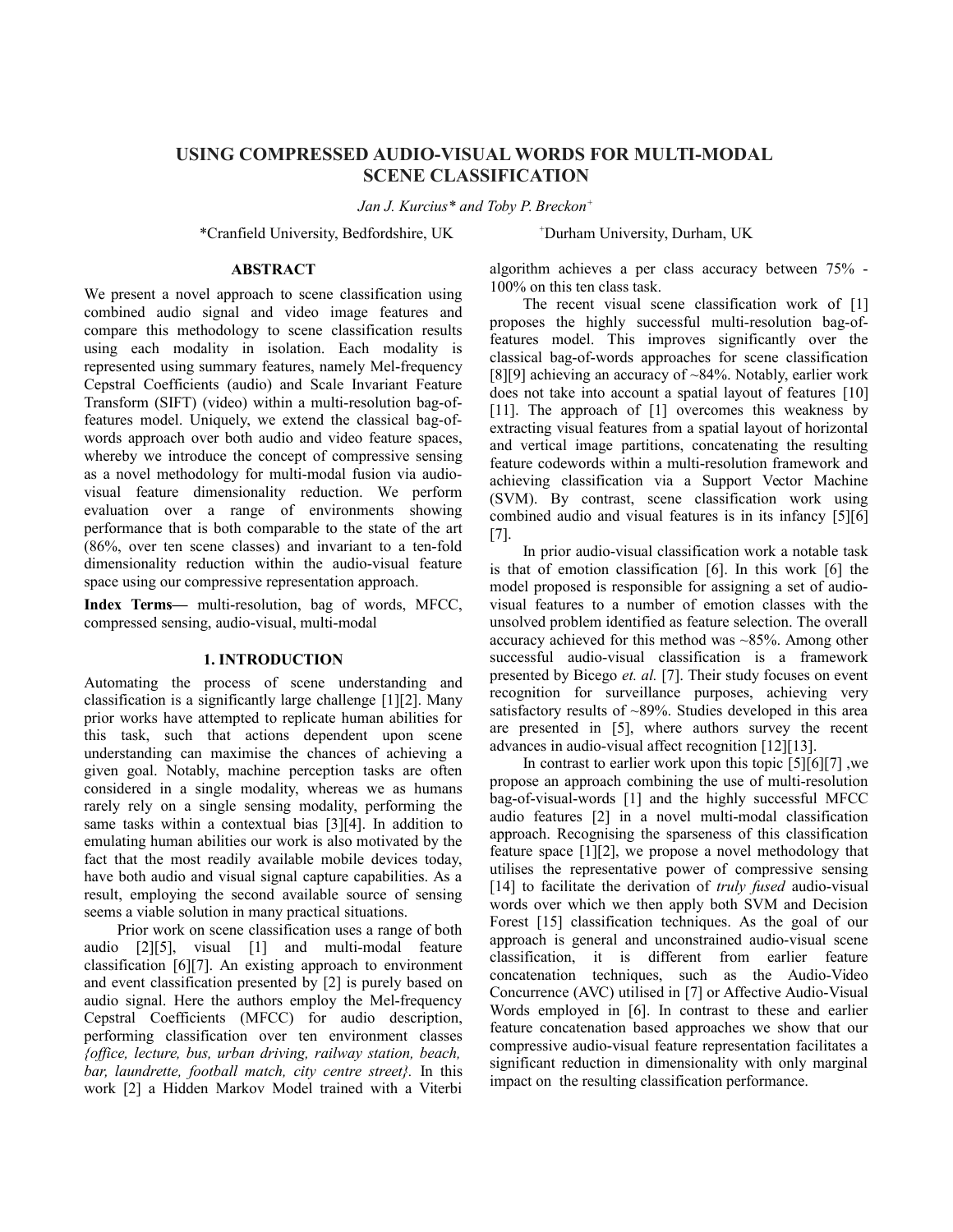# USING COMPRESSED AUDIO-VISUAL WORDS FOR MULTI-MODAL SCENE CLASSIFICATION

*Jan J. Kurcius\* and Toby P. Breckon+*

\*Cranfield University, Bedfordshire, UK  +Durham University, Durham, UK

## ABSTRACT

We present a novel approach to scene classification using combined audio signal and video image features and compare this methodology to scene classification results using each modality in isolation. Each modality is represented using summary features, namely Mel-frequency Cepstral Coefficients (audio) and Scale Invariant Feature Transform (SIFT) (video) within a multi-resolution bag-of-features model. Uniquely, we extend the classical bag-of-words approach over both audio and video feature spaces, whereby we introduce the concept of compressive sensing as a novel methodology for multi-modal fusion via audio-visual feature dimensionality reduction. We perform evaluation over a range of environments showing performance that is both comparable to the state of the art (86%, over ten scene classes) and invariant to a ten-fold dimensionality reduction within the audio-visual feature space using our compressive representation approach.

**Index Terms—** multi-resolution, bag of words, MFCC, compressed sensing, audio-visual, multi-modal

## 1. INTRODUCTION

Automating the process of scene understanding and classification is a significantly large challenge [1][2]. Many prior works have attempted to replicate human abilities for this task, such that actions dependent upon scene understanding can maximise the chances of achieving a given goal. Notably, machine perception tasks are often considered in a single modality, whereas we as humans rarely rely on a single sensing modality, performing the same tasks within a contextual bias [3][4]. In addition to emulating human abilities our work is also motivated by the fact that the most readily available mobile devices today, have both audio and visual signal capture capabilities. As a result, employing the second available source of sensing seems a viable solution in many practical situations.

Prior work on scene classification uses a range of both audio [2][5], visual [1] and multi-modal feature classification [6][7]. An existing approach to environment and event classification presented by [2] is purely based on audio signal. Here the authors employ the Mel-frequency Cepstral Coefficients (MFCC) for audio description, performing classification over ten environment classes *{office, lecture, bus, urban driving, railway station, beach, bar, laundrette, football match, city centre street}.* In this work [2] a Hidden Markov Model trained with a Viterbi algorithm achieves a per class accuracy between 75% - 100% on this ten class task.

The recent visual scene classification work of [1] proposes the highly successful multi-resolution bag-of-features model. This improves significantly over the classical bag-of-words approaches for scene classification [8][9] achieving an accuracy of ~84%. Notably, earlier work does not take into account a spatial layout of features [10] [11]. The approach of [1] overcomes this weakness by extracting visual features from a spatial layout of horizontal and vertical image partitions, concatenating the resulting feature codewords within a multi-resolution framework and achieving classification via a Support Vector Machine (SVM). By contrast, scene classification work using combined audio and visual features is in its infancy [5][6] [7].

In prior audio-visual classification work a notable task is that of emotion classification [6]. In this work [6] the model proposed is responsible for assigning a set of audio-visual features to a number of emotion classes with the unsolved problem identified as feature selection. The overall accuracy achieved for this method was ~85%. Among other successful audio-visual classification is a framework presented by Bicego *et. al.* [7]. Their study focuses on event recognition for surveillance purposes, achieving very satisfactory results of ~89%. Studies developed in this area are presented in [5], where authors survey the recent advances in audio-visual affect recognition [12][13].

In contrast to earlier work upon this topic [5][6][7] ,we propose an approach combining the use of multi-resolution bag-of-visual-words [1] and the highly successful MFCC audio features [2] in a novel multi-modal classification approach. Recognising the sparseness of this classification feature space [1][2], we propose a novel methodology that utilises the representative power of compressive sensing [14] to facilitate the derivation of *truly fused* audio-visual words over which we then apply both SVM and Decision Forest [15] classification techniques. As the goal of our approach is general and unconstrained audio-visual scene classification, it is different from earlier feature concatenation techniques, such as the Audio-Video Concurrence (AVC) utilised in [7] or Affective Audio-Visual Words employed in [6]. In contrast to these and earlier feature concatenation based approaches we show that our compressive audio-visual feature representation facilitates a significant reduction in dimensionality with only marginal impact on the resulting classification performance.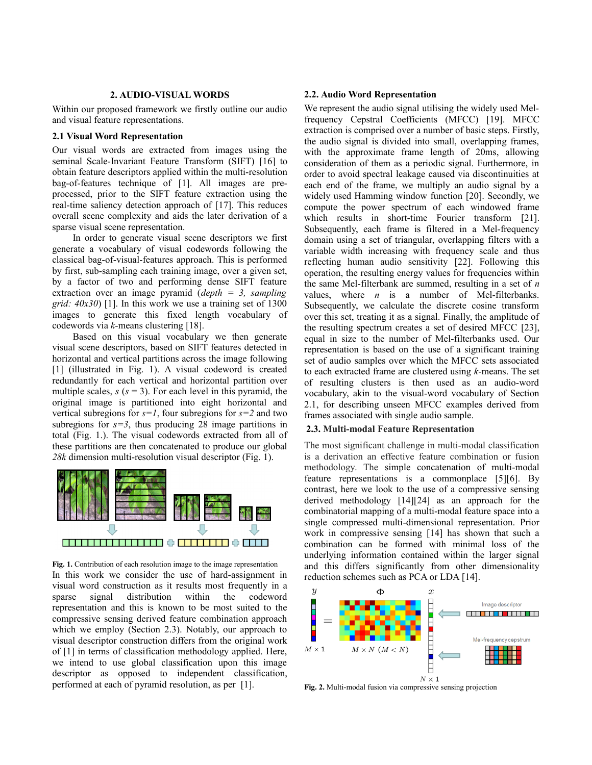## 2. AUDIO-VISUAL WORDS

Within our proposed framework we firstly outline our audio and visual feature representations.

### 2.1 Visual Word Representation

Our visual words are extracted from images using the seminal Scale-Invariant Feature Transform (SIFT) [16] to obtain feature descriptors applied within the multi-resolution bag-of-features technique of [1]. All images are pre-processed, prior to the SIFT feature extraction using the real-time saliency detection approach of [17]. This reduces overall scene complexity and aids the later derivation of a sparse visual scene representation.

In order to generate visual scene descriptors we first generate a vocabulary of visual codewords following the classical bag-of-visual-features approach. This is performed by first, sub-sampling each training image, over a given set, by a factor of two and performing dense SIFT feature extraction over an image pyramid (*depth = 3, sampling grid: 40x30*) [1]. In this work we use a training set of 1300 images to generate this fixed length vocabulary of codewords via *k*-means clustering [18].

Based on this visual vocabulary we then generate visual scene descriptors, based on SIFT features detected in horizontal and vertical partitions across the image following [1] (illustrated in Fig. 1). A visual codeword is created redundantly for each vertical and horizontal partition over multiple scales, $s$ ($s = 3$). For each level in this pyramid, the original image is partitioned into eight horizontal and vertical subregions for $s=1$, four subregions for $s=2$ and two subregions for $s=3$, thus producing 28 image partitions in total (Fig. 1.). The visual codewords extracted from all of these partitions are then concatenated to produce our global *28k* dimension multi-resolution visual descriptor (Fig. 1).

**Fig. 1.** Contribution of each resolution image to the image representation

In this work we consider the use of hard-assignment in visual word construction as it results most frequently in a sparse signal distribution within the codeword representation and this is known to be most suited to the compressive sensing derived feature combination approach which we employ (Section 2.3). Notably, our approach to visual descriptor construction differs from the original work of [1] in terms of classification methodology applied. Here, we intend to use global classification upon this image descriptor as opposed to independent classification, performed at each of pyramid resolution, as per [1].

### 2.2. Audio Word Representation

We represent the audio signal utilising the widely used Mel-frequency Cepstral Coefficients (MFCC) [19]. MFCC extraction is comprised over a number of basic steps. Firstly, the audio signal is divided into small, overlapping frames, with the approximate frame length of 20ms, allowing consideration of them as a periodic signal. Furthermore, in order to avoid spectral leakage caused via discontinuities at each end of the frame, we multiply an audio signal by a widely used Hamming window function [20]. Secondly, we compute the power spectrum of each windowed frame which results in short-time Fourier transform [21]. Subsequently, each frame is filtered in a Mel-frequency domain using a set of triangular, overlapping filters with a variable width increasing with frequency scale and thus reflecting human audio sensitivity [22]. Following this operation, the resulting energy values for frequencies within the same Mel-filterbank are summed, resulting in a set of $n$ values, where $n$ is a number of Mel-filterbanks. Subsequently, we calculate the discrete cosine transform over this set, treating it as a signal. Finally, the amplitude of the resulting spectrum creates a set of desired MFCC [23], equal in size to the number of Mel-filterbanks used. Our representation is based on the use of a significant training set of audio samples over which the MFCC sets associated to each extracted frame are clustered using *k*-means. The set of resulting clusters is then used as an audio-word vocabulary, akin to the visual-word vocabulary of Section 2.1, for describing unseen MFCC examples derived from frames associated with single audio sample.

### 2.3. Multi-modal Feature Representation

The most significant challenge in multi-modal classification is a derivation an effective feature combination or fusion methodology. The simple concatenation of multi-modal feature representations is a commonplace [5][6]. By contrast, here we look to the use of a compressive sensing derived methodology [14][24] as an approach for the combinatorial mapping of a multi-modal feature space into a single compressed multi-dimensional representation. Prior work in compressive sensing [14] has shown that such a combination can be formed with minimal loss of the underlying information contained within the larger signal and this differs significantly from other dimensionality reduction schemes such as PCA or LDA [14].

**Fig. 2.** Multi-modal fusion via compressive sensing projection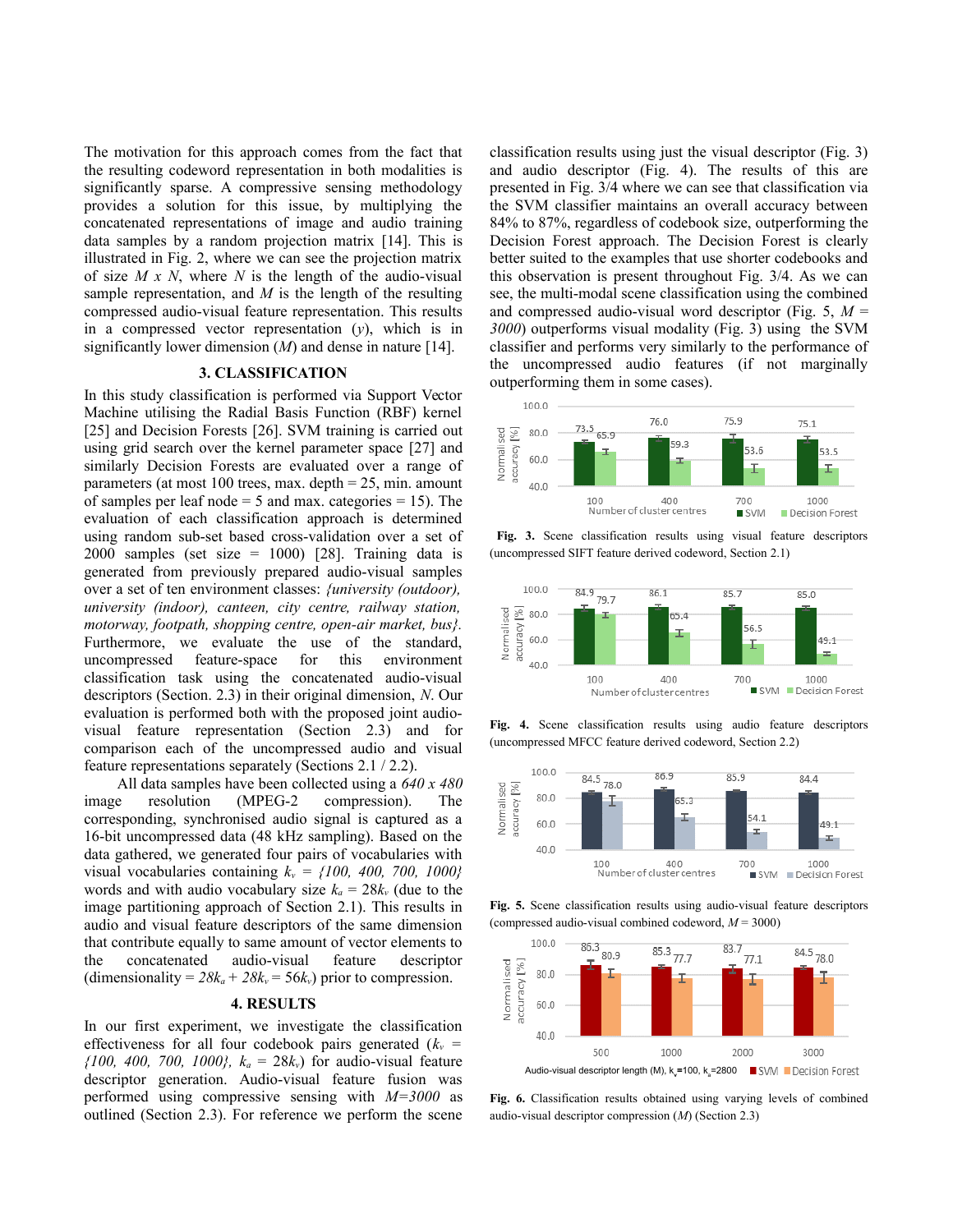The motivation for this approach comes from the fact that the resulting codeword representation in both modalities is significantly sparse. A compressive sensing methodology provides a solution for this issue, by multiplying the concatenated representations of image and audio training data samples by a random projection matrix [14]. This is illustrated in Fig. 2, where we can see the projection matrix of size $M$ x $N$, where $N$ is the length of the audio-visual sample representation, and $M$ is the length of the resulting compressed audio-visual feature representation. This results in a compressed vector representation ($y$), which is in significantly lower dimension ($M$) and dense in nature [14].

## 3. CLASSIFICATION

In this study classification is performed via Support Vector Machine utilising the Radial Basis Function (RBF) kernel [25] and Decision Forests [26]. SVM training is carried out using grid search over the kernel parameter space [27] and similarly Decision Forests are evaluated over a range of parameters (at most 100 trees, max. depth = 25, min. amount of samples per leaf node = 5 and max. categories = 15). The evaluation of each classification approach is determined using random sub-set based cross-validation over a set of 2000 samples (set size = 1000) [28]. Training data is generated from previously prepared audio-visual samples over a set of ten environment classes: *{university (outdoor), university (indoor), canteen, city centre, railway station, motorway, footpath, shopping centre, open-air market, bus}*. Furthermore, we evaluate the use of the standard, uncompressed feature-space for this environment classification task using the concatenated audio-visual descriptors (Section. 2.3) in their original dimension, $N$. Our evaluation is performed both with the proposed joint audio-visual feature representation (Section 2.3) and for comparison each of the uncompressed audio and visual feature representations separately (Sections 2.1 / 2.2).

All data samples have been collected using a *640 x 480* image resolution (MPEG-2 compression). The corresponding, synchronised audio signal is captured as a 16-bit uncompressed data (48 kHz sampling). Based on the data gathered, we generated four pairs of vocabularies with visual vocabularies containing $k_v$ = *{100, 400, 700, 1000}* words and with audio vocabulary size $k_a = 28k_v$ (due to the image partitioning approach of Section 2.1). This results in audio and visual feature descriptors of the same dimension that contribute equally to same amount of vector elements to the concatenated audio-visual feature descriptor (dimensionality = $28k_a + 28k_v = 56k_v$) prior to compression.

## 4. RESULTS

In our first experiment, we investigate the classification effectiveness for all four codebook pairs generated ($k_v$ = *{100, 400, 700, 1000}*, $k_a = 28k_v$) for audio-visual feature descriptor generation. Audio-visual feature fusion was performed using compressive sensing with $M$=3000 as outlined (Section 2.3). For reference we perform the scene classification results using just the visual descriptor (Fig. 3) and audio descriptor (Fig. 4). The results of this are presented in Fig. 3/4 where we can see that classification via the SVM classifier maintains an overall accuracy between 84% to 87%, regardless of codebook size, outperforming the Decision Forest approach. The Decision Forest is clearly better suited to the examples that use shorter codebooks and this observation is present throughout Fig. 3/4. As we can see, the multi-modal scene classification using the combined and compressed audio-visual word descriptor (Fig. 5, $M$ = 3000) outperforms visual modality (Fig. 3) using the SVM classifier and performs very similarly to the performance of the uncompressed audio features (if not marginally outperforming them in some cases).

| Number of cluster centres | SVM | Decision Forest |
|---|---|---|
| 100 | 73.5 | 65.9 |
| 400 | 76.0 | 59.3 |
| 700 | 75.9 | 53.6 |
| 1000 | 75.1 | 53.5 |

**Fig. 3.** Scene classification results using visual feature descriptors (uncompressed SIFT feature derived codeword, Section 2.1)

| Number of cluster centres | SVM | Decision Forest |
|---|---|---|
| 100 | 84.9 | 79.7 |
| 400 | 86.1 | 65.4 |
| 700 | 85.7 | 56.5 |
| 1000 | 85.0 | 49.1 |

**Fig. 4.** Scene classification results using audio feature descriptors (uncompressed MFCC feature derived codeword, Section 2.2)

| Number of cluster centres | SVM | Decision Forest |
|---|---|---|
| 100 | 84.5 | 78.0 |
| 400 | 86.9 | 65.3 |
| 700 | 85.9 | 54.1 |
| 1000 | 84.4 | 49.1 |

**Fig. 5.** Scene classification results using audio-visual feature descriptors (compressed audio-visual combined codeword, $M$ = 3000)

| Audio-visual descriptor length (M), $k_v$=100, $k_a$=2800 | SVM | Decision Forest |
|---|---|---|
| 500 | 86.3 | 80.9 |
| 1000 | 85.3 | 77.7 |
| 2000 | 83.7 | 77.1 |
| 3000 | 84.5 | 78.0 |

**Fig. 6.** Classification results obtained using varying levels of combined audio-visual descriptor compression ($M$) (Section 2.3)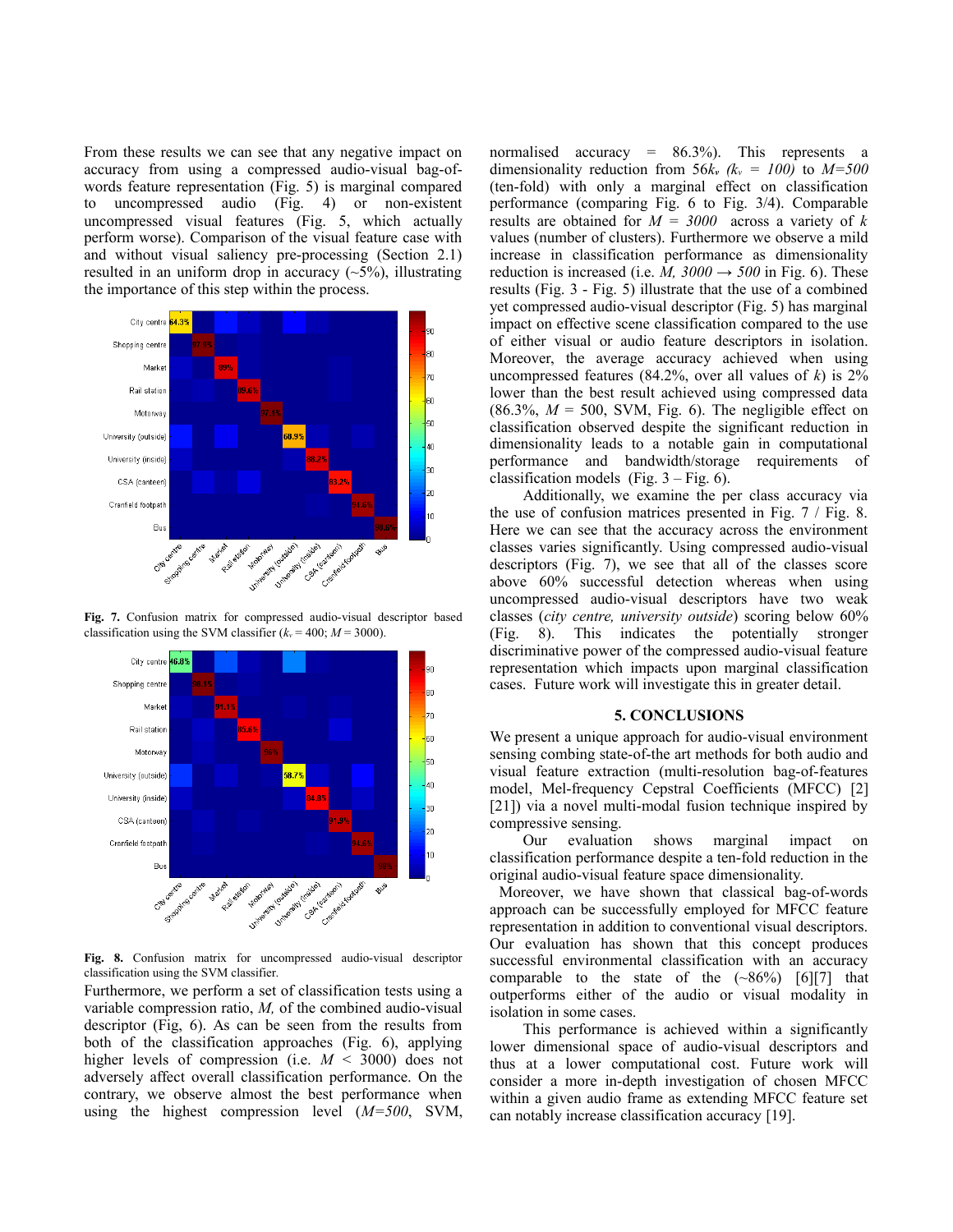From these results we can see that any negative impact on accuracy from using a compressed audio-visual bag-of-words feature representation (Fig. 5) is marginal compared to uncompressed audio (Fig. 4) or non-existent uncompressed visual features (Fig. 5, which actually perform worse). Comparison of the visual feature case with and without visual saliency pre-processing (Section 2.1) resulted in an uniform drop in accuracy (~5%), illustrating the importance of this step within the process.

**Fig. 7.** Confusion matrix for compressed audio-visual descriptor based classification using the SVM classifier ($k_v$ = 400; $M$ = 3000).

**Fig. 8.** Confusion matrix for uncompressed audio-visual descriptor classification using the SVM classifier.

Furthermore, we perform a set of classification tests using a variable compression ratio, *M,* of the combined audio-visual descriptor (Fig, 6). As can be seen from the results from both of the classification approaches (Fig. 6), applying higher levels of compression (i.e. $M$ < 3000) does not adversely affect overall classification performance. On the contrary, we observe almost the best performance when using the highest compression level (*M=500*, SVM, normalised accuracy = 86.3%). This represents a dimensionality reduction from $56k_v$ *($k_v$ = 100)* to *M=500* (ten-fold) with only a marginal effect on classification performance (comparing Fig. 6 to Fig. 3/4). Comparable results are obtained for *M = 3000* across a variety of $k$ values (number of clusters). Furthermore we observe a mild increase in classification performance as dimensionality reduction is increased (i.e. *M, 3000 → 500* in Fig. 6). These results (Fig. 3 - Fig. 5) illustrate that the use of a combined yet compressed audio-visual descriptor (Fig. 5) has marginal impact on effective scene classification compared to the use of either visual or audio feature descriptors in isolation. Moreover, the average accuracy achieved when using uncompressed features (84.2%, over all values of $k$) is 2% lower than the best result achieved using compressed data (86.3%, $M$ = 500, SVM, Fig. 6). The negligible effect on classification observed despite the significant reduction in dimensionality leads to a notable gain in computational performance and bandwidth/storage requirements of classification models (Fig. 3 – Fig. 6).

Additionally, we examine the per class accuracy via the use of confusion matrices presented in Fig. 7 / Fig. 8. Here we can see that the accuracy across the environment classes varies significantly. Using compressed audio-visual descriptors (Fig. 7), we see that all of the classes score above 60% successful detection whereas when using uncompressed audio-visual descriptors have two weak classes (*city centre, university outside*) scoring below 60% (Fig. 8). This indicates the potentially stronger discriminative power of the compressed audio-visual feature representation which impacts upon marginal classification cases. Future work will investigate this in greater detail.

## 5. CONCLUSIONS

We present a unique approach for audio-visual environment sensing combing state-of-the art methods for both audio and visual feature extraction (multi-resolution bag-of-features model, Mel-frequency Cepstral Coefficients (MFCC) [2] [21]) via a novel multi-modal fusion technique inspired by compressive sensing.

Our evaluation shows marginal impact on classification performance despite a ten-fold reduction in the original audio-visual feature space dimensionality.

Moreover, we have shown that classical bag-of-words approach can be successfully employed for MFCC feature representation in addition to conventional visual descriptors. Our evaluation has shown that this concept produces successful environmental classification with an accuracy comparable to the state of the (~86%) [6][7] that outperforms either of the audio or visual modality in isolation in some cases.

This performance is achieved within a significantly lower dimensional space of audio-visual descriptors and thus at a lower computational cost. Future work will consider a more in-depth investigation of chosen MFCC within a given audio frame as extending MFCC feature set can notably increase classification accuracy [19].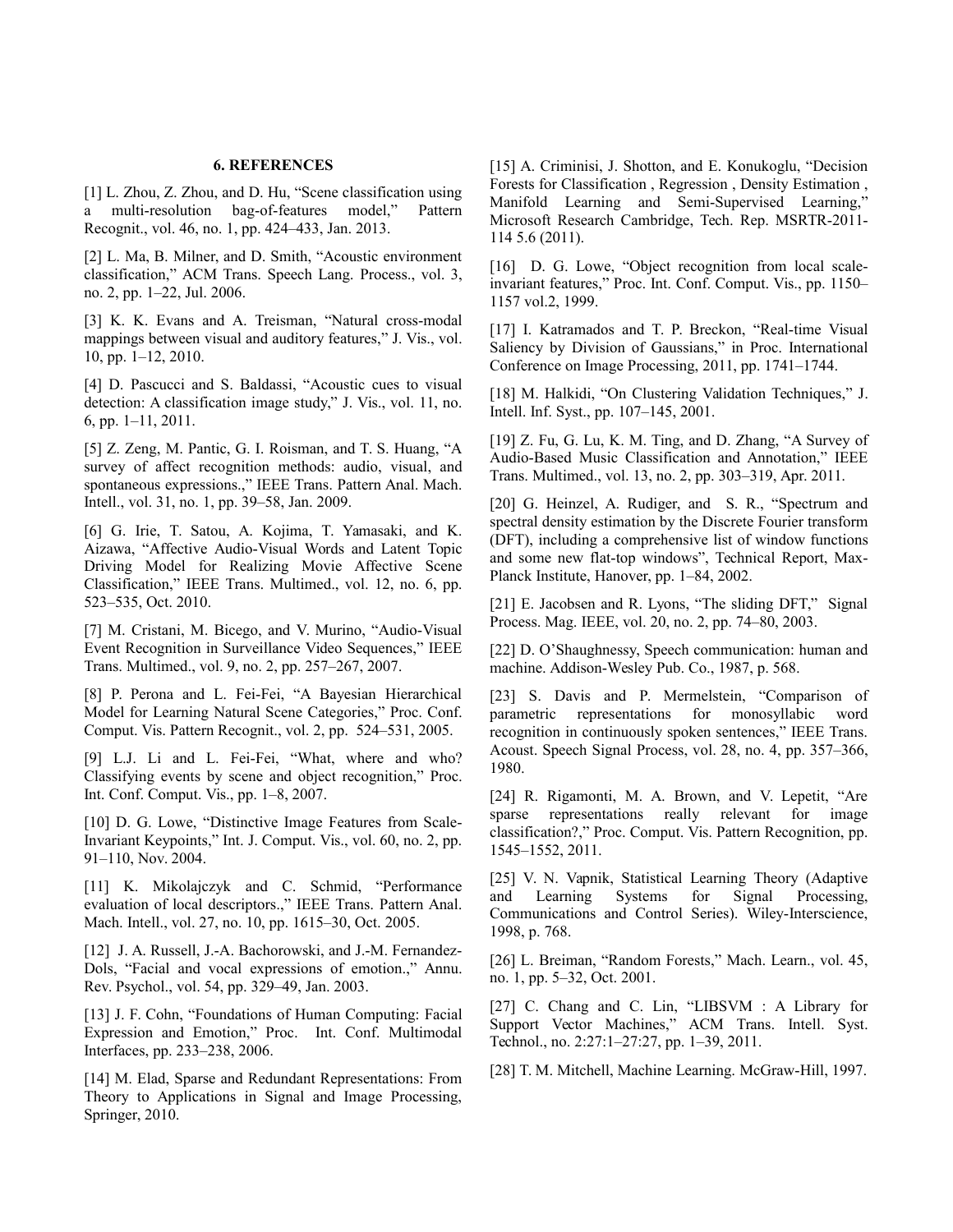## 6. REFERENCES

[1] L. Zhou, Z. Zhou, and D. Hu, “Scene classification using a multi-resolution bag-of-features model,” Pattern Recognit., vol. 46, no. 1, pp. 424–433, Jan. 2013.

[2] L. Ma, B. Milner, and D. Smith, “Acoustic environment classification,” ACM Trans. Speech Lang. Process., vol. 3, no. 2, pp. 1–22, Jul. 2006.

[3] K. K. Evans and A. Treisman, “Natural cross-modal mappings between visual and auditory features,” J. Vis., vol. 10, pp. 1–12, 2010.

[4] D. Pascucci and S. Baldassi, “Acoustic cues to visual detection: A classification image study,” J. Vis., vol. 11, no. 6, pp. 1–11, 2011.

[5] Z. Zeng, M. Pantic, G. I. Roisman, and T. S. Huang, “A survey of affect recognition methods: audio, visual, and spontaneous expressions.,” IEEE Trans. Pattern Anal. Mach. Intell., vol. 31, no. 1, pp. 39–58, Jan. 2009.

[6] G. Irie, T. Satou, A. Kojima, T. Yamasaki, and K. Aizawa, “Affective Audio-Visual Words and Latent Topic Driving Model for Realizing Movie Affective Scene Classification,” IEEE Trans. Multimed., vol. 12, no. 6, pp. 523–535, Oct. 2010.

[7] M. Cristani, M. Bicego, and V. Murino, “Audio-Visual Event Recognition in Surveillance Video Sequences,” IEEE Trans. Multimed., vol. 9, no. 2, pp. 257–267, 2007.

[8] P. Perona and L. Fei-Fei, “A Bayesian Hierarchical Model for Learning Natural Scene Categories,” Proc. Conf. Comput. Vis. Pattern Recognit., vol. 2, pp. 524–531, 2005.

[9] L.J. Li and L. Fei-Fei, “What, where and who? Classifying events by scene and object recognition,” Proc. Int. Conf. Comput. Vis., pp. 1–8, 2007.

[10] D. G. Lowe, “Distinctive Image Features from Scale-Invariant Keypoints,” Int. J. Comput. Vis., vol. 60, no. 2, pp. 91–110, Nov. 2004.

[11] K. Mikolajczyk and C. Schmid, “Performance evaluation of local descriptors.,” IEEE Trans. Pattern Anal. Mach. Intell., vol. 27, no. 10, pp. 1615–30, Oct. 2005.

[12] J. A. Russell, J.-A. Bachorowski, and J.-M. Fernandez-Dols, “Facial and vocal expressions of emotion.,” Annu. Rev. Psychol., vol. 54, pp. 329–49, Jan. 2003.

[13] J. F. Cohn, “Foundations of Human Computing: Facial Expression and Emotion,” Proc. Int. Conf. Multimodal Interfaces, pp. 233–238, 2006.

[14] M. Elad, Sparse and Redundant Representations: From Theory to Applications in Signal and Image Processing, Springer, 2010.

[15] A. Criminisi, J. Shotton, and E. Konukoglu, “Decision Forests for Classification , Regression , Density Estimation , Manifold Learning and Semi-Supervised Learning,” Microsoft Research Cambridge, Tech. Rep. MSRTR-2011-114 5.6 (2011).

[16] D. G. Lowe, “Object recognition from local scale-invariant features,” Proc. Int. Conf. Comput. Vis., pp. 1150–1157 vol.2, 1999.

[17] I. Katramados and T. P. Breckon, “Real-time Visual Saliency by Division of Gaussians,” in Proc. International Conference on Image Processing, 2011, pp. 1741–1744.

[18] M. Halkidi, “On Clustering Validation Techniques,” J. Intell. Inf. Syst., pp. 107–145, 2001.

[19] Z. Fu, G. Lu, K. M. Ting, and D. Zhang, “A Survey of Audio-Based Music Classification and Annotation,” IEEE Trans. Multimed., vol. 13, no. 2, pp. 303–319, Apr. 2011.

[20] G. Heinzel, A. Rudiger, and S. R., “Spectrum and spectral density estimation by the Discrete Fourier transform (DFT), including a comprehensive list of window functions and some new flat-top windows”, Technical Report, Max-Planck Institute, Hanover, pp. 1–84, 2002.

[21] E. Jacobsen and R. Lyons, “The sliding DFT,” Signal Process. Mag. IEEE, vol. 20, no. 2, pp. 74–80, 2003.

[22] D. O’Shaughnessy, Speech communication: human and machine. Addison-Wesley Pub. Co., 1987, p. 568.

[23] S. Davis and P. Mermelstein, “Comparison of parametric representations for monosyllabic word recognition in continuously spoken sentences,” IEEE Trans. Acoust. Speech Signal Process, vol. 28, no. 4, pp. 357–366, 1980.

[24] R. Rigamonti, M. A. Brown, and V. Lepetit, “Are sparse representations really relevant for image classification?,” Proc. Comput. Vis. Pattern Recognition, pp. 1545–1552, 2011.

[25] V. N. Vapnik, Statistical Learning Theory (Adaptive and Learning Systems for Signal Processing, Communications and Control Series). Wiley-Interscience, 1998, p. 768.

[26] L. Breiman, “Random Forests,” Mach. Learn., vol. 45, no. 1, pp. 5–32, Oct. 2001.

[27] C. Chang and C. Lin, “LIBSVM : A Library for Support Vector Machines,” ACM Trans. Intell. Syst. Technol., no. 2:27:1–27:27, pp. 1–39, 2011.

[28] T. M. Mitchell, Machine Learning. McGraw-Hill, 1997.